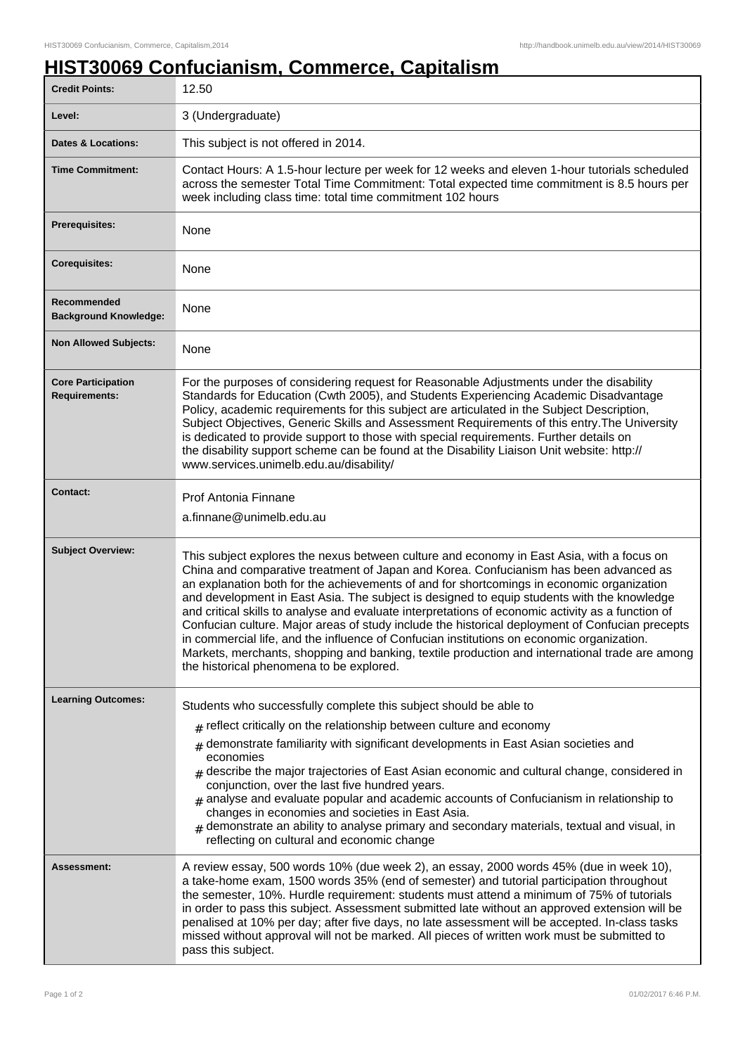# HIST30069 Confucianism, Commerce, Capitalism

| | |
|---|---|
| **Credit Points:** | 12.50 |
| **Level:** | 3 (Undergraduate) |
| **Dates & Locations:** | This subject is not offered in 2014. |
| **Time Commitment:** | Contact Hours: A 1.5-hour lecture per week for 12 weeks and eleven 1-hour tutorials scheduled across the semester Total Time Commitment: Total expected time commitment is 8.5 hours per week including class time: total time commitment 102 hours |
| **Prerequisites:** | None |
| **Corequisites:** | None |
| **Recommended Background Knowledge:** | None |
| **Non Allowed Subjects:** | None |
| **Core Participation Requirements:** | For the purposes of considering request for Reasonable Adjustments under the disability Standards for Education (Cwth 2005), and Students Experiencing Academic Disadvantage Policy, academic requirements for this subject are articulated in the Subject Description, Subject Objectives, Generic Skills and Assessment Requirements of this entry.The University is dedicated to provide support to those with special requirements. Further details on the disability support scheme can be found at the Disability Liaison Unit website: http://www.services.unimelb.edu.au/disability/ |
| **Contact:** | Prof Antonia Finnane<br>a.finnane@unimelb.edu.au |
| **Subject Overview:** | This subject explores the nexus between culture and economy in East Asia, with a focus on China and comparative treatment of Japan and Korea. Confucianism has been advanced as an explanation both for the achievements of and for shortcomings in economic organization and development in East Asia. The subject is designed to equip students with the knowledge and critical skills to analyse and evaluate interpretations of economic activity as a function of Confucian culture. Major areas of study include the historical deployment of Confucian precepts in commercial life, and the influence of Confucian institutions on economic organization. Markets, merchants, shopping and banking, textile production and international trade are among the historical phenomena to be explored. |
| **Learning Outcomes:** | Students who successfully complete this subject should be able to<br># reflect critically on the relationship between culture and economy<br># demonstrate familiarity with significant developments in East Asian societies and economies<br># describe the major trajectories of East Asian economic and cultural change, considered in conjunction, over the last five hundred years.<br># analyse and evaluate popular and academic accounts of Confucianism in relationship to changes in economies and societies in East Asia.<br># demonstrate an ability to analyse primary and secondary materials, textual and visual, in reflecting on cultural and economic change |
| **Assessment:** | A review essay, 500 words 10% (due week 2), an essay, 2000 words 45% (due in week 10), a take-home exam, 1500 words 35% (end of semester) and tutorial participation throughout the semester, 10%. Hurdle requirement: students must attend a minimum of 75% of tutorials in order to pass this subject. Assessment submitted late without an approved extension will be penalised at 10% per day; after five days, no late assessment will be accepted. In-class tasks missed without approval will not be marked. All pieces of written work must be submitted to pass this subject. |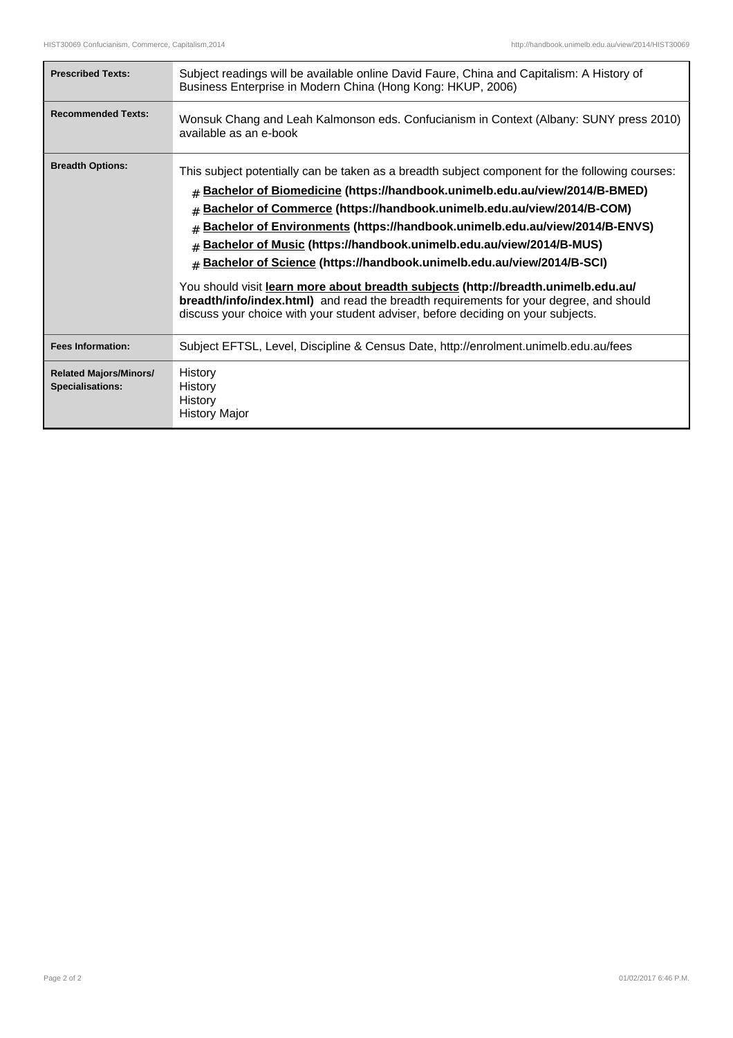| | |
|---|---|
| **Prescribed Texts:** | Subject readings will be available online David Faure, China and Capitalism: A History of Business Enterprise in Modern China (Hong Kong: HKUP, 2006) |
| **Recommended Texts:** | Wonsuk Chang and Leah Kalmonson eds. Confucianism in Context (Albany: SUNY press 2010) available as an e-book |
| **Breadth Options:** | This subject potentially can be taken as a breadth subject component for the following courses:<br># **Bachelor of Biomedicine (https://handbook.unimelb.edu.au/view/2014/B-BMED)**<br># **Bachelor of Commerce (https://handbook.unimelb.edu.au/view/2014/B-COM)**<br># **Bachelor of Environments (https://handbook.unimelb.edu.au/view/2014/B-ENVS)**<br># **Bachelor of Music (https://handbook.unimelb.edu.au/view/2014/B-MUS)**<br># **Bachelor of Science (https://handbook.unimelb.edu.au/view/2014/B-SCI)**<br><br>You should visit **learn more about breadth subjects (http://breadth.unimelb.edu.au/breadth/info/index.html)** and read the breadth requirements for your degree, and should discuss your choice with your student adviser, before deciding on your subjects. |
| **Fees Information:** | Subject EFTSL, Level, Discipline & Census Date, http://enrolment.unimelb.edu.au/fees |
| **Related Majors/Minors/ Specialisations:** | History<br>History<br>History<br>History Major |